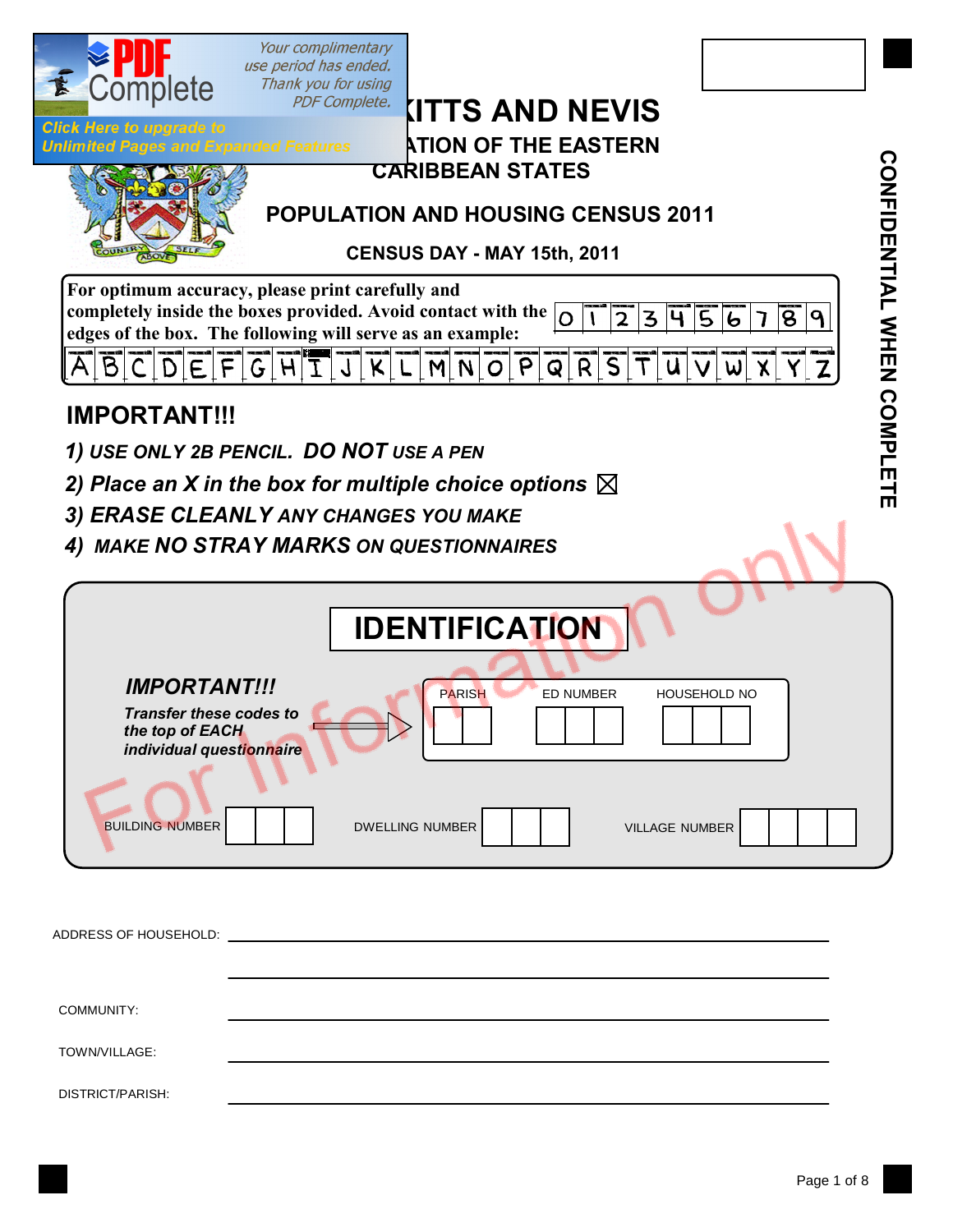# ST KITTS AND NEVIS

## [ORGANIS]ATION OF THE EASTERN CARIBBEAN STATES

## POPULATION AND HOUSING CENSUS 2011

### CENSUS DAY - MAY 15th, 2011

CONFIDENTIAL WHEN COMPLETE

For optimum accuracy, please print carefully and completely inside the boxes provided. Avoid contact with the edges of the box. The following will serve as an example:

| 0 | 1 | 2 | 3 | 4 | 5 | 6 | 7 | 8 | 9 |
|---|---|---|---|---|---|---|---|---|---|

| A | B | C | D | E | F | G | H | I | J | K | L | M | N | O | P | Q | R | S | T | U | V | W | X | Y | Z |
|---|---|---|---|---|---|---|---|---|---|---|---|---|---|---|---|---|---|---|---|---|---|---|---|---|---|

## IMPORTANT!!!

1) ***USE ONLY 2B PENCIL. DO NOT USE A PEN***
2) ***Place an X in the box for multiple choice options*** ☒
3) ***ERASE CLEANLY ANY CHANGES YOU MAKE***
4) ***MAKE NO STRAY MARKS ON QUESTIONNAIRES***

For Information only

## IDENTIFICATION

***IMPORTANT!!!***

***Transfer these codes to the top of EACH individual questionnaire***

PARISH ☐☐ ED NUMBER ☐☐☐ HOUSEHOLD NO ☐☐☐

BUILDING NUMBER ☐☐☐ DWELLING NUMBER ☐☐☐ VILLAGE NUMBER ☐☐☐☐

ADDRESS OF HOUSEHOLD: ______________________________

______________________________

COMMUNITY: ______________________________

TOWN/VILLAGE: ______________________________

DISTRICT/PARISH: ______________________________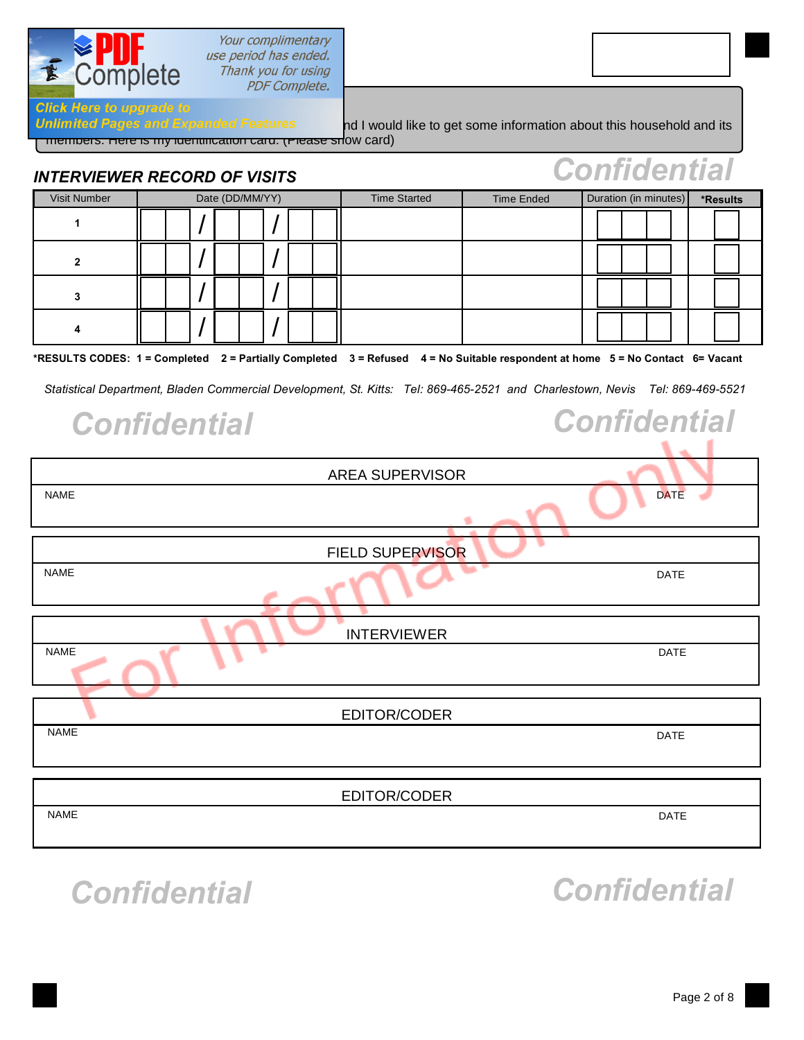nd I would like to get some information about this household and its members. Here is my identification card. (Please show card)

Confidential

### *INTERVIEWER RECORD OF VISITS*

| Visit Number | Date (DD/MM/YY) | Time Started | Time Ended | Duration (in minutes) | *Results |
|---|---|---|---|---|---|
| 1 | / / | | | | |
| 2 | / / | | | | |
| 3 | / / | | | | |
| 4 | / / | | | | |

***RESULTS CODES: 1 = Completed 2 = Partially Completed 3 = Refused 4 = No Suitable respondent at home 5 = No Contact 6= Vacant**

*Statistical Department, Bladen Commercial Development, St. Kitts: Tel: 869-465-2521 and Charlestown, Nevis Tel: 869-469-5521*

Confidential Confidential

For Information only

| AREA SUPERVISOR | |
|---|---|
| NAME | DATE |

| FIELD SUPERVISOR | |
|---|---|
| NAME | DATE |

| INTERVIEWER | |
|---|---|
| NAME | DATE |

| EDITOR/CODER | |
|---|---|
| NAME | DATE |

| EDITOR/CODER | |
|---|---|
| NAME | DATE |

Confidential Confidential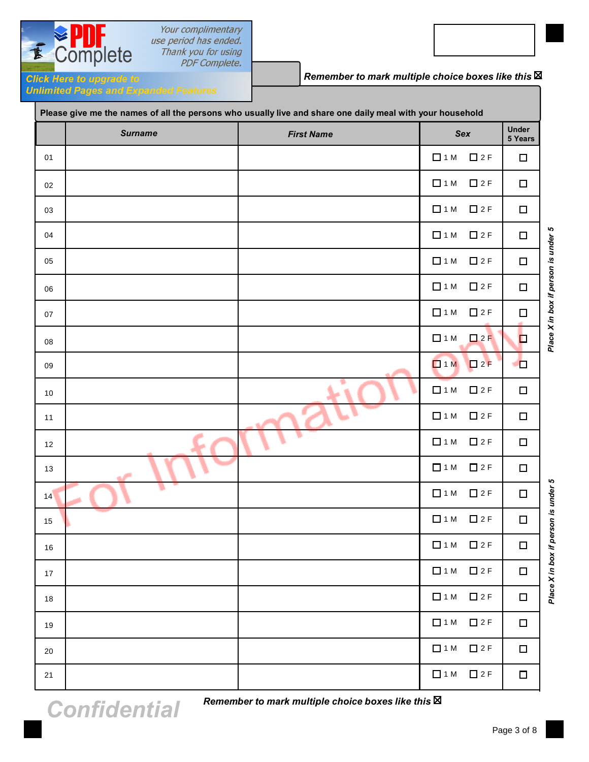Remember to mark multiple choice boxes like this ☒

**Please give me the names of all the persons who usually live and share one daily meal with your household**

| | Surname | First Name | Sex | Under 5 Years |
|---|---|---|---|---|
| 01 | | | ☐ 1 M ☐ 2 F | ☐ |
| 02 | | | ☐ 1 M ☐ 2 F | ☐ |
| 03 | | | ☐ 1 M ☐ 2 F | ☐ |
| 04 | | | ☐ 1 M ☐ 2 F | ☐ |
| 05 | | | ☐ 1 M ☐ 2 F | ☐ |
| 06 | | | ☐ 1 M ☐ 2 F | ☐ |
| 07 | | | ☐ 1 M ☐ 2 F | ☐ |
| 08 | | | ☐ 1 M ☐ 2 F | ☐ |
| 09 | | | ☐ 1 M ☐ 2 F | ☐ |
| 10 | | | ☐ 1 M ☐ 2 F | ☐ |
| 11 | | | ☐ 1 M ☐ 2 F | ☐ |
| 12 | | | ☐ 1 M ☐ 2 F | ☐ |
| 13 | | | ☐ 1 M ☐ 2 F | ☐ |
| 14 | | | ☐ 1 M ☐ 2 F | ☐ |
| 15 | | | ☐ 1 M ☐ 2 F | ☐ |
| 16 | | | ☐ 1 M ☐ 2 F | ☐ |
| 17 | | | ☐ 1 M ☐ 2 F | ☐ |
| 18 | | | ☐ 1 M ☐ 2 F | ☐ |
| 19 | | | ☐ 1 M ☐ 2 F | ☐ |
| 20 | | | ☐ 1 M ☐ 2 F | ☐ |
| 21 | | | ☐ 1 M ☐ 2 F | ☐ |

*Place X in box if person is under 5*

*Place X in box if person is under 5*

For Information only

**Confidential**

*Remember to mark multiple choice boxes like this ☒*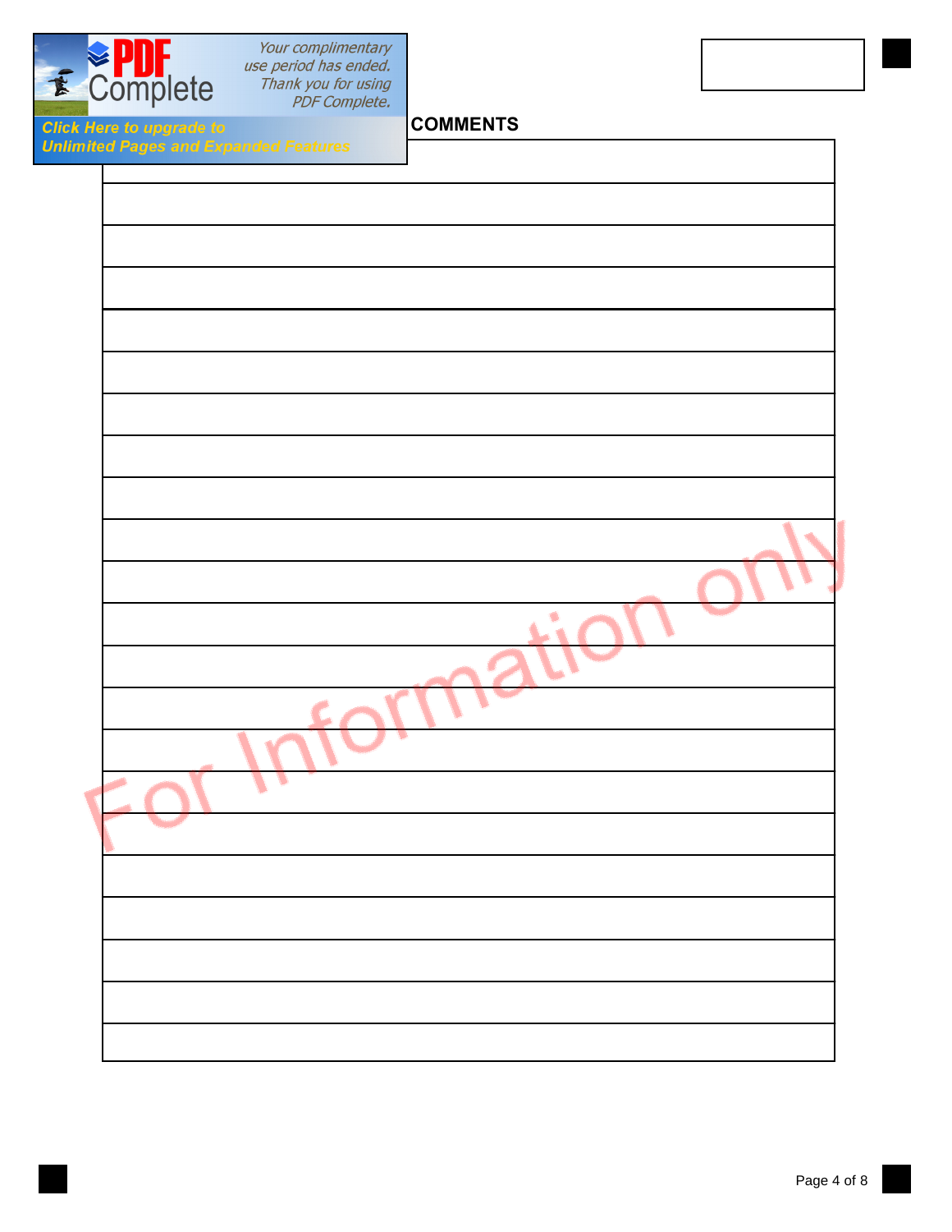## COMMENTS

For Information only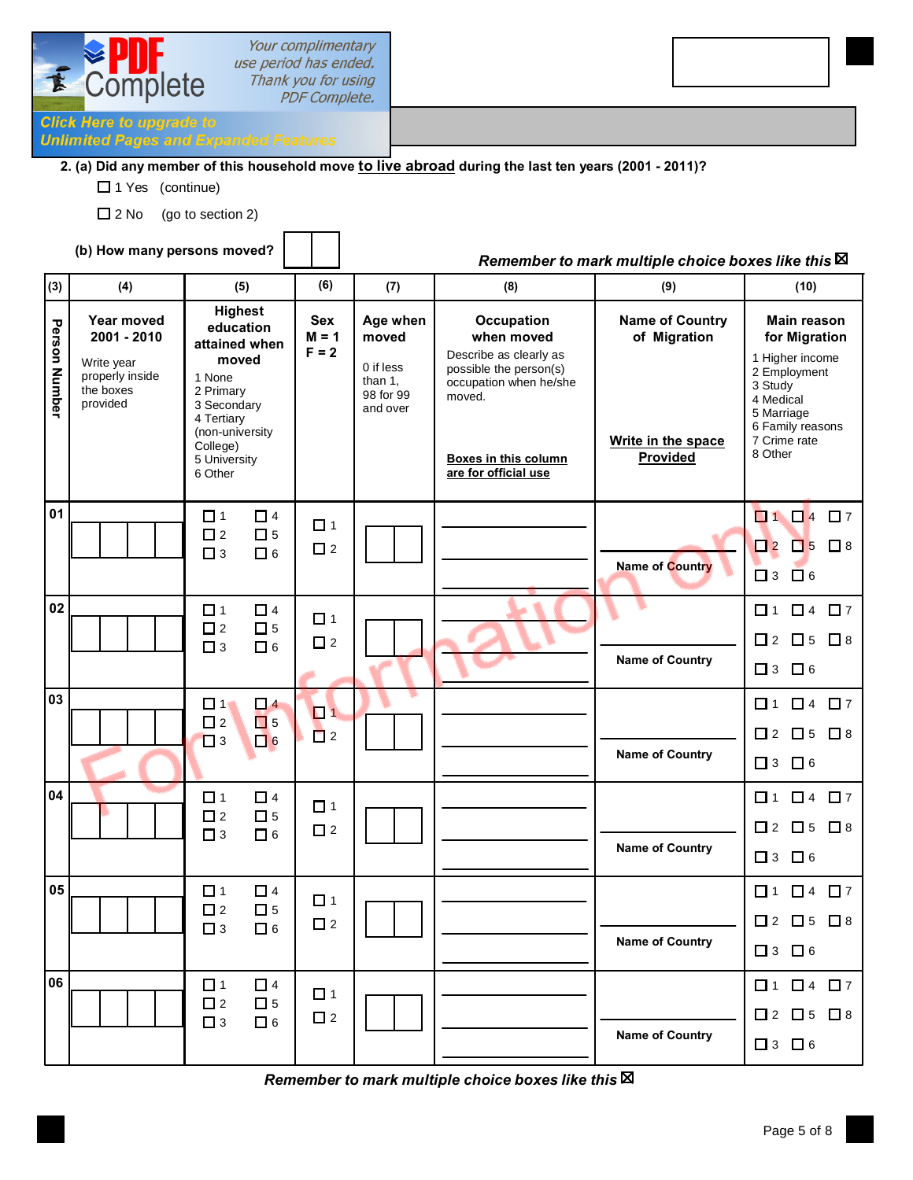2. (a) Did any member of this household move **to live abroad** during the last ten years (2001 - 2011)?

☐ 1 Yes (continue)

☐ 2 No (go to section 2)

**(b) How many persons moved?** ☐☐

***Remember to mark multiple choice boxes like this ☒***

| (3) | (4) | (5) | (6) | (7) | (8) | (9) | (10) |
|---|---|---|---|---|---|---|---|
| Person Number | **Year moved 2001 - 2010** Write year properly inside the boxes provided | **Highest education attained when moved** 1 None 2 Primary 3 Secondary 4 Tertiary (non-university College) 5 University 6 Other | **Sex** M = 1 F = 2 | **Age when moved** 0 if less than 1, 98 for 99 and over | **Occupation when moved** Describe as clearly as possible the person(s) occupation when he/she moved. **Boxes in this column are for official use** | **Name of Country of Migration** **Write in the space Provided** | **Main reason for Migration** 1 Higher income 2 Employment 3 Study 4 Medical 5 Marriage 6 Family reasons 7 Crime rate 8 Other |
| 01 | ☐☐☐☐ | ☐1 ☐4 ☐2 ☐5 ☐3 ☐6 | ☐1 ☐2 | ☐☐ | ______ | Name of Country | ☐1 ☐4 ☐7 ☐2 ☐5 ☐8 ☐3 ☐6 |
| 02 | ☐☐☐☐ | ☐1 ☐4 ☐2 ☐5 ☐3 ☐6 | ☐1 ☐2 | ☐☐ | ______ | Name of Country | ☐1 ☐4 ☐7 ☐2 ☐5 ☐8 ☐3 ☐6 |
| 03 | ☐☐☐☐ | ☐1 ☐4 ☐2 ☐5 ☐3 ☐6 | ☐1 ☐2 | ☐☐ | ______ | Name of Country | ☐1 ☐4 ☐7 ☐2 ☐5 ☐8 ☐3 ☐6 |
| 04 | ☐☐☐☐ | ☐1 ☐4 ☐2 ☐5 ☐3 ☐6 | ☐1 ☐2 | ☐☐ | ______ | Name of Country | ☐1 ☐4 ☐7 ☐2 ☐5 ☐8 ☐3 ☐6 |
| 05 | ☐☐☐☐ | ☐1 ☐4 ☐2 ☐5 ☐3 ☐6 | ☐1 ☐2 | ☐☐ | ______ | Name of Country | ☐1 ☐4 ☐7 ☐2 ☐5 ☐8 ☐3 ☐6 |
| 06 | ☐☐☐☐ | ☐1 ☐4 ☐2 ☐5 ☐3 ☐6 | ☐1 ☐2 | ☐☐ | ______ | Name of Country | ☐1 ☐4 ☐7 ☐2 ☐5 ☐8 ☐3 ☐6 |

***Remember to mark multiple choice boxes like this ☒***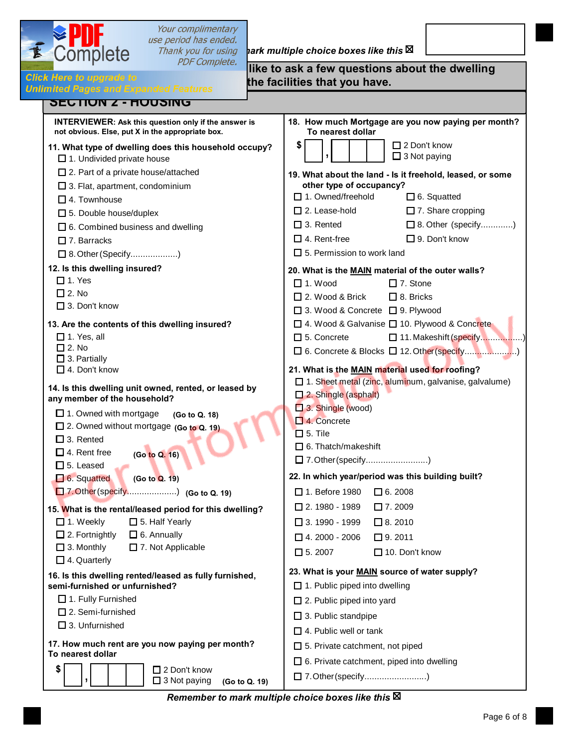*...ark multiple choice boxes like this* ☒

...like to ask a few questions about the dwelling ...the facilities that you have.

## SECTION 2 - HOUSING

**INTERVIEWER:** Ask this question only if the answer is not obvious. Else, put X in the appropriate box.

**11. What type of dwelling does this household occupy?**
- ☐ 1. Undivided private house
- ☐ 2. Part of a private house/attached
- ☐ 3. Flat, apartment, condominium
- ☐ 4. Townhouse
- ☐ 5. Double house/duplex
- ☐ 6. Combined business and dwelling
- ☐ 7. Barracks
- ☐ 8. Other (Specify...................)

**12. Is this dwelling insured?**
- ☐ 1. Yes
- ☐ 2. No
- ☐ 3. Don't know

**13. Are the contents of this dwelling insured?**
- ☐ 1. Yes, all
- ☐ 2. No
- ☐ 3. Partially
- ☐ 4. Don't know

**14. Is this dwelling unit owned, rented, or leased by any member of the household?**
- ☐ 1. Owned with mortgage **(Go to Q. 18)**
- ☐ 2. Owned without mortgage **(Go to Q. 19)**
- ☐ 3. Rented
- ☐ 4. Rent free **(Go to Q. 16)**
- ☐ 5. Leased
- ☐ 6. Squatted **(Go to Q. 19)**
- ☐ 7. Other (specify...................) **(Go to Q. 19)**

**15. What is the rental/leased period for this dwelling?**
- ☐ 1. Weekly
- ☐ 2. Fortnightly
- ☐ 3. Monthly
- ☐ 4. Quarterly
- ☐ 5. Half Yearly
- ☐ 6. Annually
- ☐ 7. Not Applicable

**16. Is this dwelling rented/leased as fully furnished, semi-furnished or unfurnished?**
- ☐ 1. Fully Furnished
- ☐ 2. Semi-furnished
- ☐ 3. Unfurnished

**17. How much rent are you now paying per month? To nearest dollar**

$ ☐ , ☐☐☐
- ☐ 2 Don't know
- ☐ 3 Not paying **(Go to Q. 19)**

**18. How much Mortgage are you now paying per month? To nearest dollar**

$ ☐ , ☐☐☐
- ☐ 2 Don't know
- ☐ 3 Not paying

**19. What about the land - Is it freehold, leased, or some other type of occupancy?**
- ☐ 1. Owned/freehold
- ☐ 2. Lease-hold
- ☐ 3. Rented
- ☐ 4. Rent-free
- ☐ 5. Permission to work land
- ☐ 6. Squatted
- ☐ 7. Share cropping
- ☐ 8. Other (specify.............)
- ☐ 9. Don't know

**20. What is the MAIN material of the outer walls?**
- ☐ 1. Wood
- ☐ 2. Wood & Brick
- ☐ 3. Wood & Concrete
- ☐ 4. Wood & Galvanise
- ☐ 5. Concrete
- ☐ 6. Concrete & Blocks
- ☐ 7. Stone
- ☐ 8. Bricks
- ☐ 9. Plywood
- ☐ 10. Plywood & Concrete
- ☐ 11. Makeshift (specify.................)
- ☐ 12. Other (specify.....................)

**21. What is the MAIN material used for roofing?**
- ☐ 1. Sheet metal (zinc, aluminum, galvanise, galvalume)
- ☐ 2. Shingle (asphalt)
- ☐ 3. Shingle (wood)
- ☐ 4. Concrete
- ☐ 5. Tile
- ☐ 6. Thatch/makeshift
- ☐ 7. Other (specify.........................)

**22. In which year/period was this building built?**
- ☐ 1. Before 1980
- ☐ 2. 1980 - 1989
- ☐ 3. 1990 - 1999
- ☐ 4. 2000 - 2006
- ☐ 5. 2007
- ☐ 6. 2008
- ☐ 7. 2009
- ☐ 8. 2010
- ☐ 9. 2011
- ☐ 10. Don't know

**23. What is your MAIN source of water supply?**
- ☐ 1. Public piped into dwelling
- ☐ 2. Public piped into yard
- ☐ 3. Public standpipe
- ☐ 4. Public well or tank
- ☐ 5. Private catchment, not piped
- ☐ 6. Private catchment, piped into dwelling
- ☐ 7. Other (specify.........................)

***Remember to mark multiple choice boxes like this*** ☒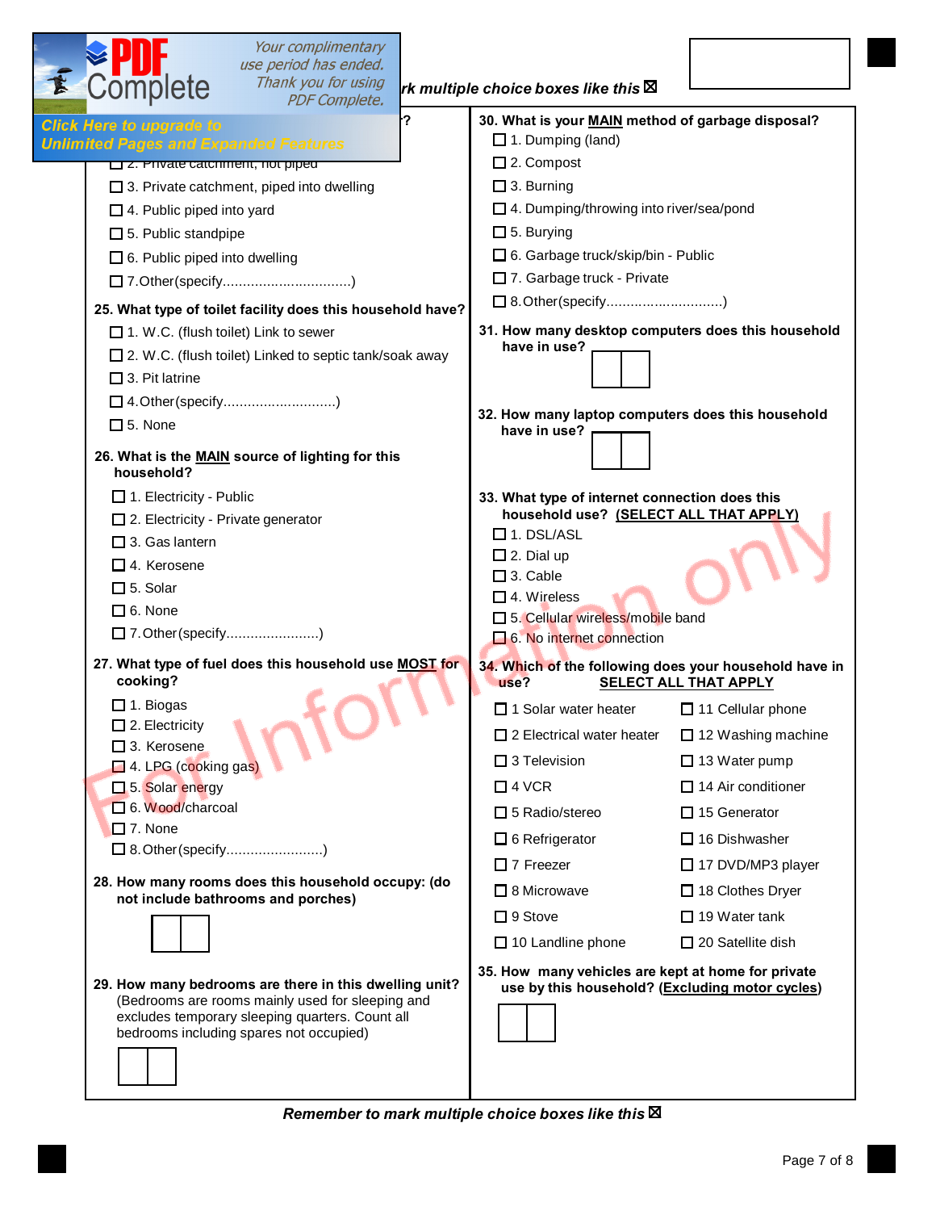*...rk multiple choice boxes like this* ☒

**...?**

☐ 2. Private catchment, not piped

☐ 3. Private catchment, piped into dwelling

☐ 4. Public piped into yard

☐ 5. Public standpipe

☐ 6. Public piped into dwelling

☐ 7. Other(specify................................)

**25. What type of toilet facility does this household have?**

☐ 1. W.C. (flush toilet) Link to sewer

☐ 2. W.C. (flush toilet) Linked to septic tank/soak away

☐ 3. Pit latrine

☐ 4. Other(specify............................)

☐ 5. None

**26. What is the MAIN source of lighting for this household?**

☐ 1. Electricity - Public

☐ 2. Electricity - Private generator

☐ 3. Gas lantern

☐ 4. Kerosene

☐ 5. Solar

☐ 6. None

☐ 7. Other(specify.......................)

**27. What type of fuel does this household use MOST for cooking?**

☐ 1. Biogas

☐ 2. Electricity

☐ 3. Kerosene

☐ 4. LPG (cooking gas)

☐ 5. Solar energy

☐ 6. Wood/charcoal

☐ 7. None

☐ 8. Other(specify........................)

**28. How many rooms does this household occupy: (do not include bathrooms and porches)**

☐☐

**29. How many bedrooms are there in this dwelling unit?**
(Bedrooms are rooms mainly used for sleeping and excludes temporary sleeping quarters. Count all bedrooms including spares not occupied)

☐☐

**30. What is your MAIN method of garbage disposal?**

☐ 1. Dumping (land)

☐ 2. Compost

☐ 3. Burning

☐ 4. Dumping/throwing into river/sea/pond

☐ 5. Burying

☐ 6. Garbage truck/skip/bin - Public

☐ 7. Garbage truck - Private

☐ 8. Other(specify.............................)

**31. How many desktop computers does this household have in use?**

☐☐

**32. How many laptop computers does this household have in use?**

☐☐

**33. What type of internet connection does this household use? (SELECT ALL THAT APPLY)**

☐ 1. DSL/ASL

☐ 2. Dial up

☐ 3. Cable

☐ 4. Wireless

☐ 5. Cellular wireless/mobile band

☐ 6. No internet connection

**34. Which of the following does your household have in use? SELECT ALL THAT APPLY**

☐ 1 Solar water heater

☐ 2 Electrical water heater

☐ 3 Television

☐ 4 VCR

☐ 5 Radio/stereo

☐ 6 Refrigerator

☐ 7 Freezer

☐ 8 Microwave

☐ 9 Stove

☐ 10 Landline phone

☐ 11 Cellular phone

☐ 12 Washing machine

☐ 13 Water pump

☐ 14 Air conditioner

☐ 15 Generator

☐ 16 Dishwasher

☐ 17 DVD/MP3 player

☐ 18 Clothes Dryer

☐ 19 Water tank

☐ 20 Satellite dish

**35. How many vehicles are kept at home for private use by this household? (Excluding motor cycles)**

☐☐

*Remember to mark multiple choice boxes like this* ☒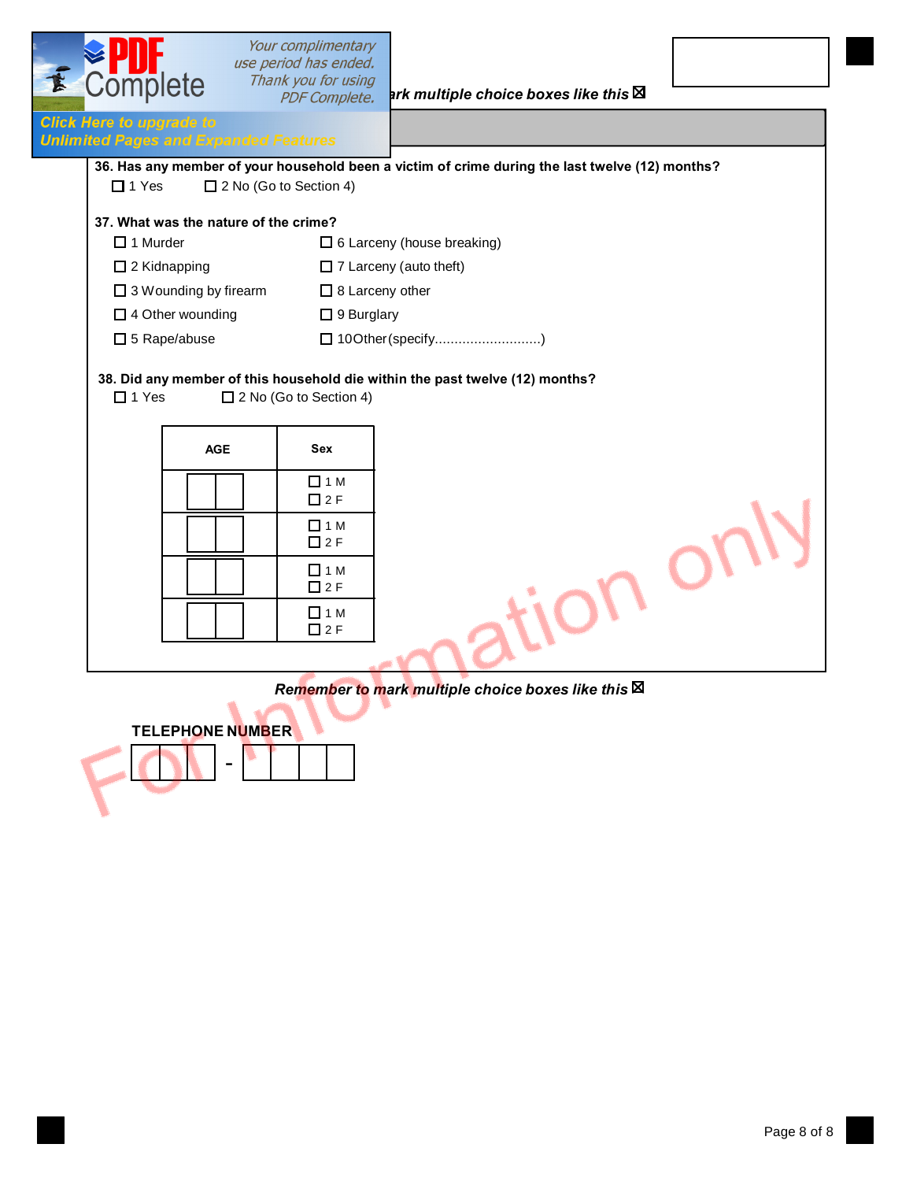*...ark multiple choice boxes like this* ☒

**36. Has any member of your household been a victim of crime during the last twelve (12) months?**

☐ 1 Yes ☐ 2 No (Go to Section 4)

**37. What was the nature of the crime?**

☐ 1 Murder
☐ 2 Kidnapping
☐ 3 Wounding by firearm
☐ 4 Other wounding
☐ 5 Rape/abuse
☐ 6 Larceny (house breaking)
☐ 7 Larceny (auto theft)
☐ 8 Larceny other
☐ 9 Burglary
☐ 10Other(specify...........................)

**38. Did any member of this household die within the past twelve (12) months?**

☐ 1 Yes ☐ 2 No (Go to Section 4)

| AGE | Sex |
|---|---|
| ☐☐ | ☐ 1 M ☐ 2 F |
| ☐☐ | ☐ 1 M ☐ 2 F |
| ☐☐ | ☐ 1 M ☐ 2 F |
| ☐☐ | ☐ 1 M ☐ 2 F |

***Remember to mark multiple choice boxes like this*** ☒

**TELEPHONE NUMBER**

☐☐☐ - ☐☐☐☐

For Information only